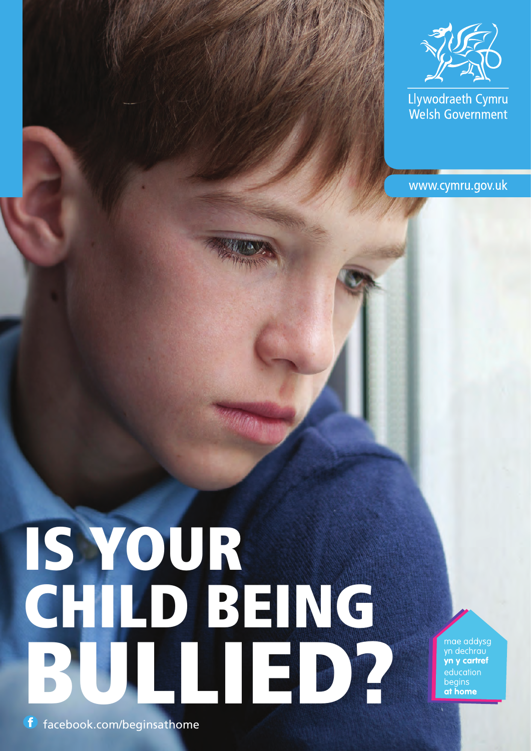Llywodraeth Cymru
Welsh Government

www.cymru.gov.uk

# IS YOUR CHILD BEING BULLIED?

mae addysg yn dechrau **yn y cartref**
education begins **at home**

facebook.com/beginsathome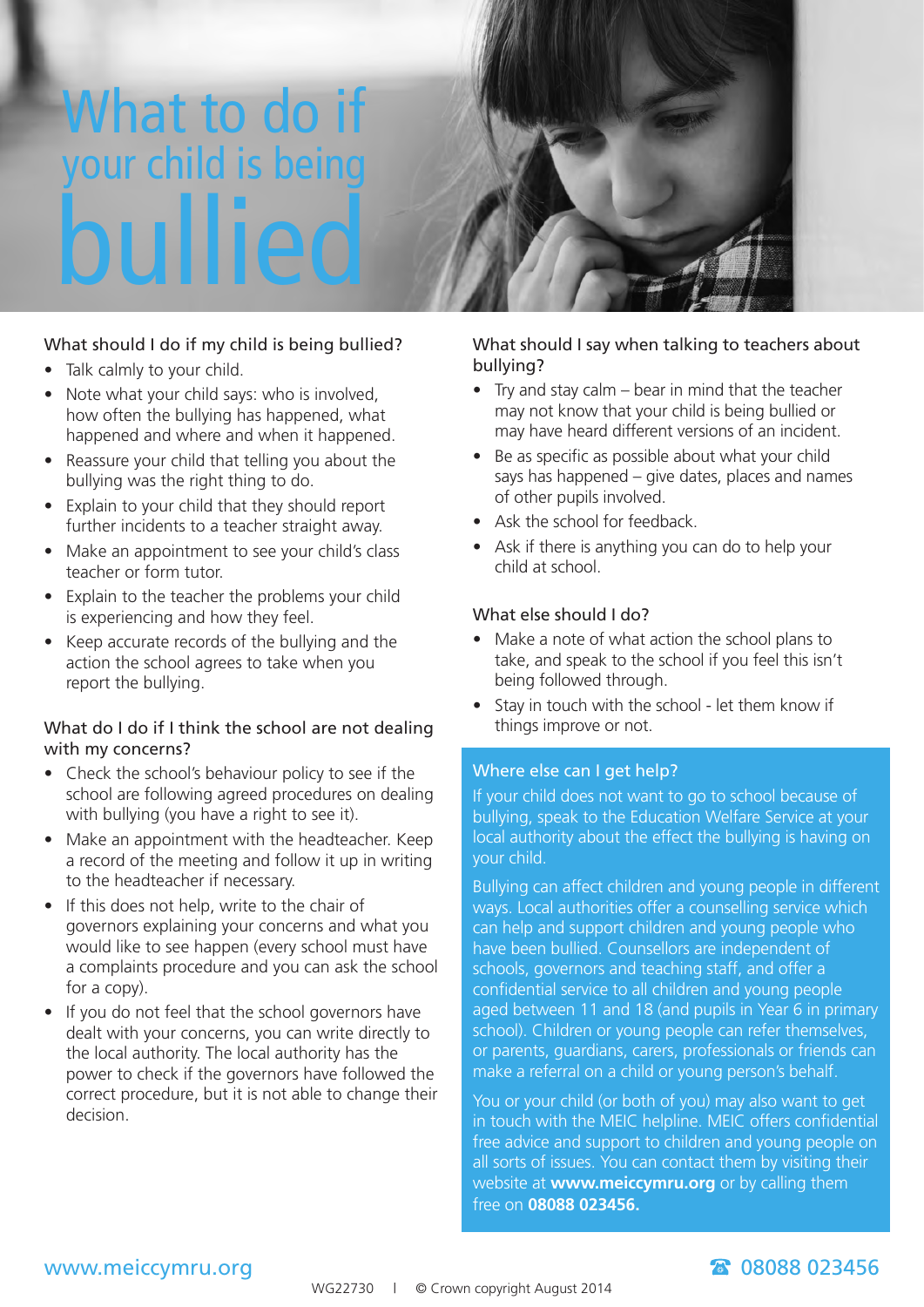# What to do if your child is being bullied

## What should I do if my child is being bullied?

- Talk calmly to your child.
- Note what your child says: who is involved, how often the bullying has happened, what happened and where and when it happened.
- Reassure your child that telling you about the bullying was the right thing to do.
- Explain to your child that they should report further incidents to a teacher straight away.
- Make an appointment to see your child's class teacher or form tutor.
- Explain to the teacher the problems your child is experiencing and how they feel.
- Keep accurate records of the bullying and the action the school agrees to take when you report the bullying.

## What do I do if I think the school are not dealing with my concerns?

- Check the school's behaviour policy to see if the school are following agreed procedures on dealing with bullying (you have a right to see it).
- Make an appointment with the headteacher. Keep a record of the meeting and follow it up in writing to the headteacher if necessary.
- If this does not help, write to the chair of governors explaining your concerns and what you would like to see happen (every school must have a complaints procedure and you can ask the school for a copy).
- If you do not feel that the school governors have dealt with your concerns, you can write directly to the local authority. The local authority has the power to check if the governors have followed the correct procedure, but it is not able to change their decision.

## What should I say when talking to teachers about bullying?

- Try and stay calm – bear in mind that the teacher may not know that your child is being bullied or may have heard different versions of an incident.
- Be as specific as possible about what your child says has happened – give dates, places and names of other pupils involved.
- Ask the school for feedback.
- Ask if there is anything you can do to help your child at school.

## What else should I do?

- Make a note of what action the school plans to take, and speak to the school if you feel this isn't being followed through.
- Stay in touch with the school - let them know if things improve or not.

## Where else can I get help?

If your child does not want to go to school because of bullying, speak to the Education Welfare Service at your local authority about the effect the bullying is having on your child.

Bullying can affect children and young people in different ways. Local authorities offer a counselling service which can help and support children and young people who have been bullied. Counsellors are independent of schools, governors and teaching staff, and offer a confidential service to all children and young people aged between 11 and 18 (and pupils in Year 6 in primary school). Children or young people can refer themselves, or parents, guardians, carers, professionals or friends can make a referral on a child or young person's behalf.

You or your child (or both of you) may also want to get in touch with the MEIC helpline. MEIC offers confidential free advice and support to children and young people on all sorts of issues. You can contact them by visiting their website at **www.meiccymru.org** or by calling them free on **08088 023456.**

www.meiccymru.org

☎ 08088 023456

WG22730 | © Crown copyright August 2014